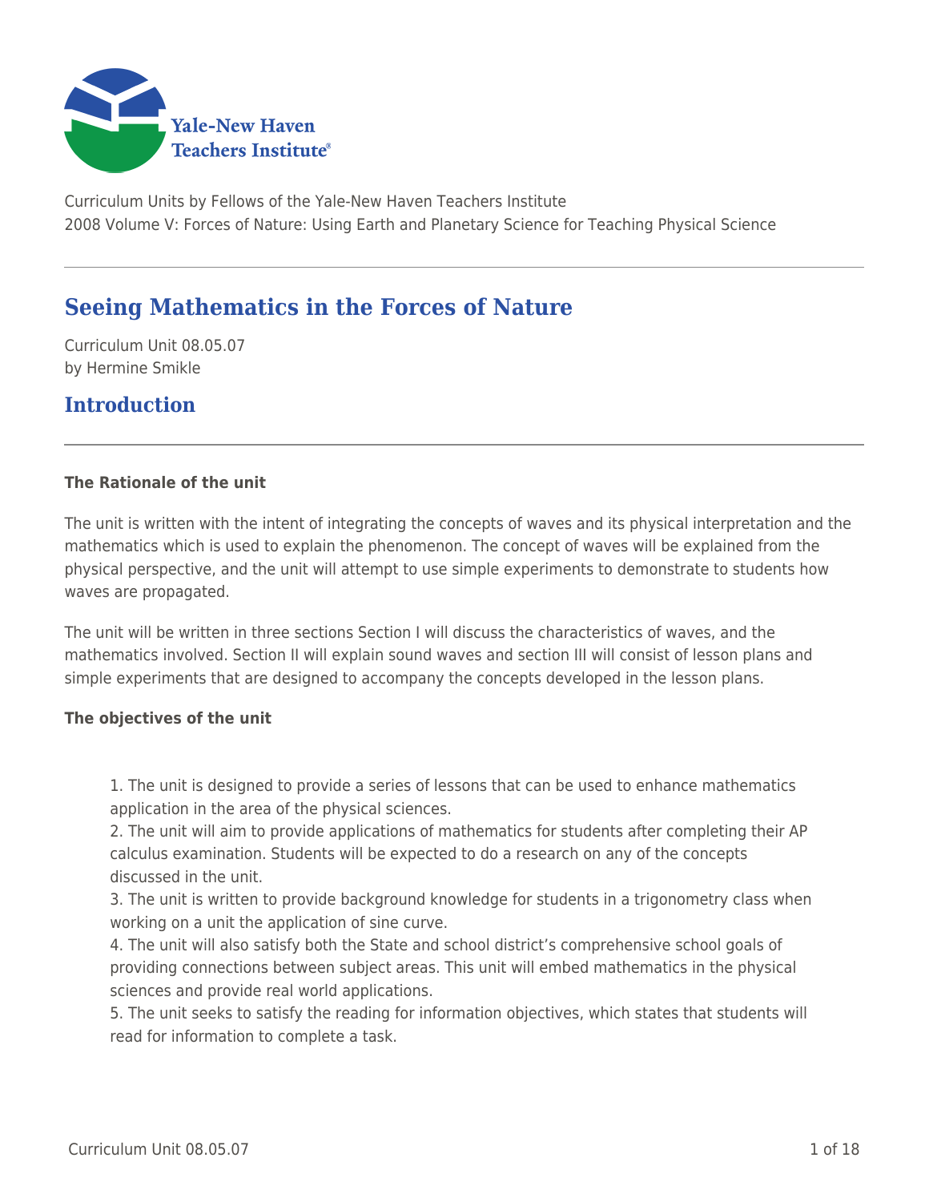Curriculum Units by Fellows of the Yale-New Haven Teachers Institute
2008 Volume V: Forces of Nature: Using Earth and Planetary Science for Teaching Physical Science

# Seeing Mathematics in the Forces of Nature

Curriculum Unit 08.05.07
by Hermine Smikle

## Introduction

**The Rationale of the unit**

The unit is written with the intent of integrating the concepts of waves and its physical interpretation and the mathematics which is used to explain the phenomenon. The concept of waves will be explained from the physical perspective, and the unit will attempt to use simple experiments to demonstrate to students how waves are propagated.

The unit will be written in three sections Section I will discuss the characteristics of waves, and the mathematics involved. Section II will explain sound waves and section III will consist of lesson plans and simple experiments that are designed to accompany the concepts developed in the lesson plans.

**The objectives of the unit**

1. The unit is designed to provide a series of lessons that can be used to enhance mathematics application in the area of the physical sciences.
2. The unit will aim to provide applications of mathematics for students after completing their AP calculus examination. Students will be expected to do a research on any of the concepts discussed in the unit.
3. The unit is written to provide background knowledge for students in a trigonometry class when working on a unit the application of sine curve.
4. The unit will also satisfy both the State and school district's comprehensive school goals of providing connections between subject areas. This unit will embed mathematics in the physical sciences and provide real world applications.
5. The unit seeks to satisfy the reading for information objectives, which states that students will read for information to complete a task.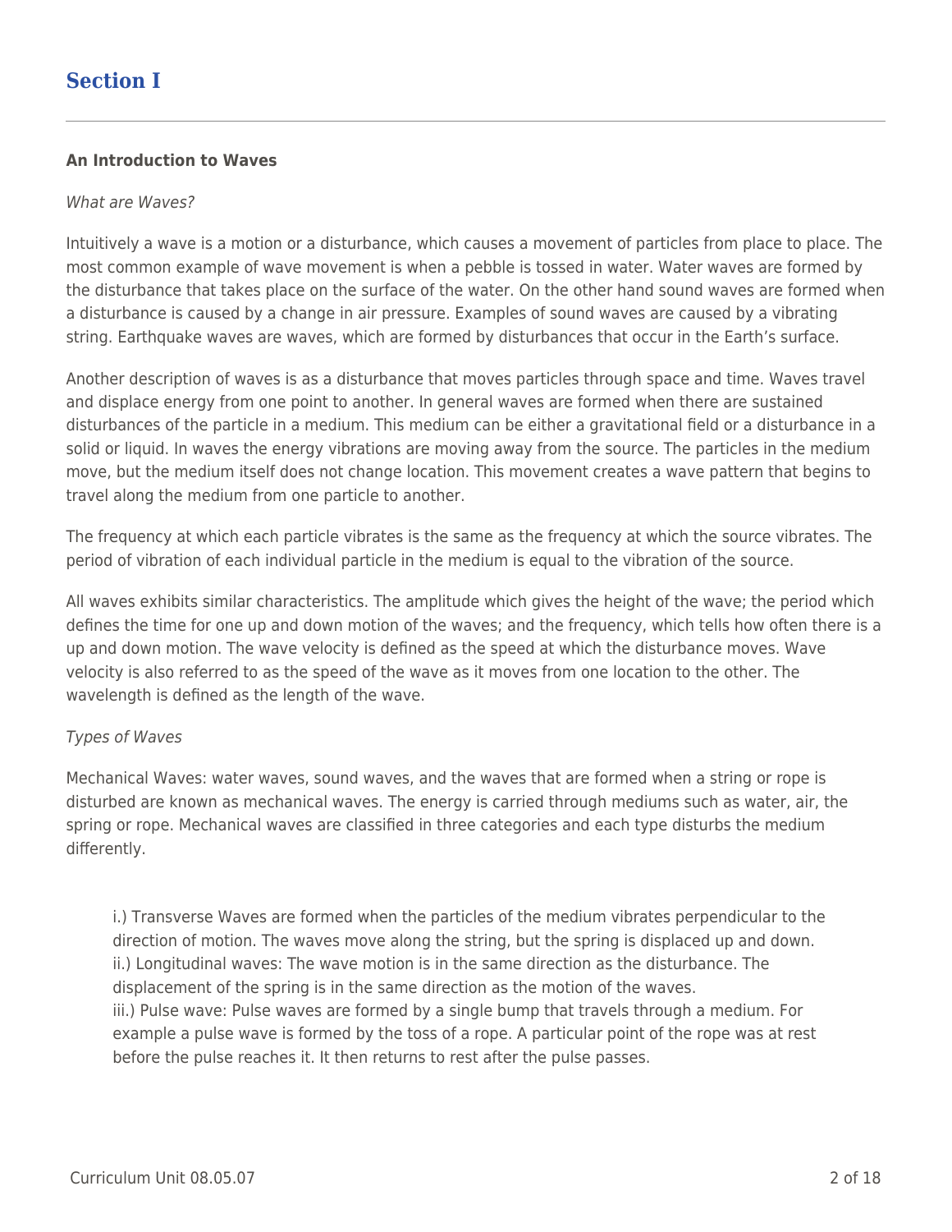# Section I

**An Introduction to Waves**

*What are Waves?*

Intuitively a wave is a motion or a disturbance, which causes a movement of particles from place to place. The most common example of wave movement is when a pebble is tossed in water. Water waves are formed by the disturbance that takes place on the surface of the water. On the other hand sound waves are formed when a disturbance is caused by a change in air pressure. Examples of sound waves are caused by a vibrating string. Earthquake waves are waves, which are formed by disturbances that occur in the Earth's surface.

Another description of waves is as a disturbance that moves particles through space and time. Waves travel and displace energy from one point to another. In general waves are formed when there are sustained disturbances of the particle in a medium. This medium can be either a gravitational field or a disturbance in a solid or liquid. In waves the energy vibrations are moving away from the source. The particles in the medium move, but the medium itself does not change location. This movement creates a wave pattern that begins to travel along the medium from one particle to another.

The frequency at which each particle vibrates is the same as the frequency at which the source vibrates. The period of vibration of each individual particle in the medium is equal to the vibration of the source.

All waves exhibits similar characteristics. The amplitude which gives the height of the wave; the period which defines the time for one up and down motion of the waves; and the frequency, which tells how often there is a up and down motion. The wave velocity is defined as the speed at which the disturbance moves. Wave velocity is also referred to as the speed of the wave as it moves from one location to the other. The wavelength is defined as the length of the wave.

*Types of Waves*

Mechanical Waves: water waves, sound waves, and the waves that are formed when a string or rope is disturbed are known as mechanical waves. The energy is carried through mediums such as water, air, the spring or rope. Mechanical waves are classified in three categories and each type disturbs the medium differently.

i.) Transverse Waves are formed when the particles of the medium vibrates perpendicular to the direction of motion. The waves move along the string, but the spring is displaced up and down.
ii.) Longitudinal waves: The wave motion is in the same direction as the disturbance. The displacement of the spring is in the same direction as the motion of the waves.
iii.) Pulse wave: Pulse waves are formed by a single bump that travels through a medium. For example a pulse wave is formed by the toss of a rope. A particular point of the rope was at rest before the pulse reaches it. It then returns to rest after the pulse passes.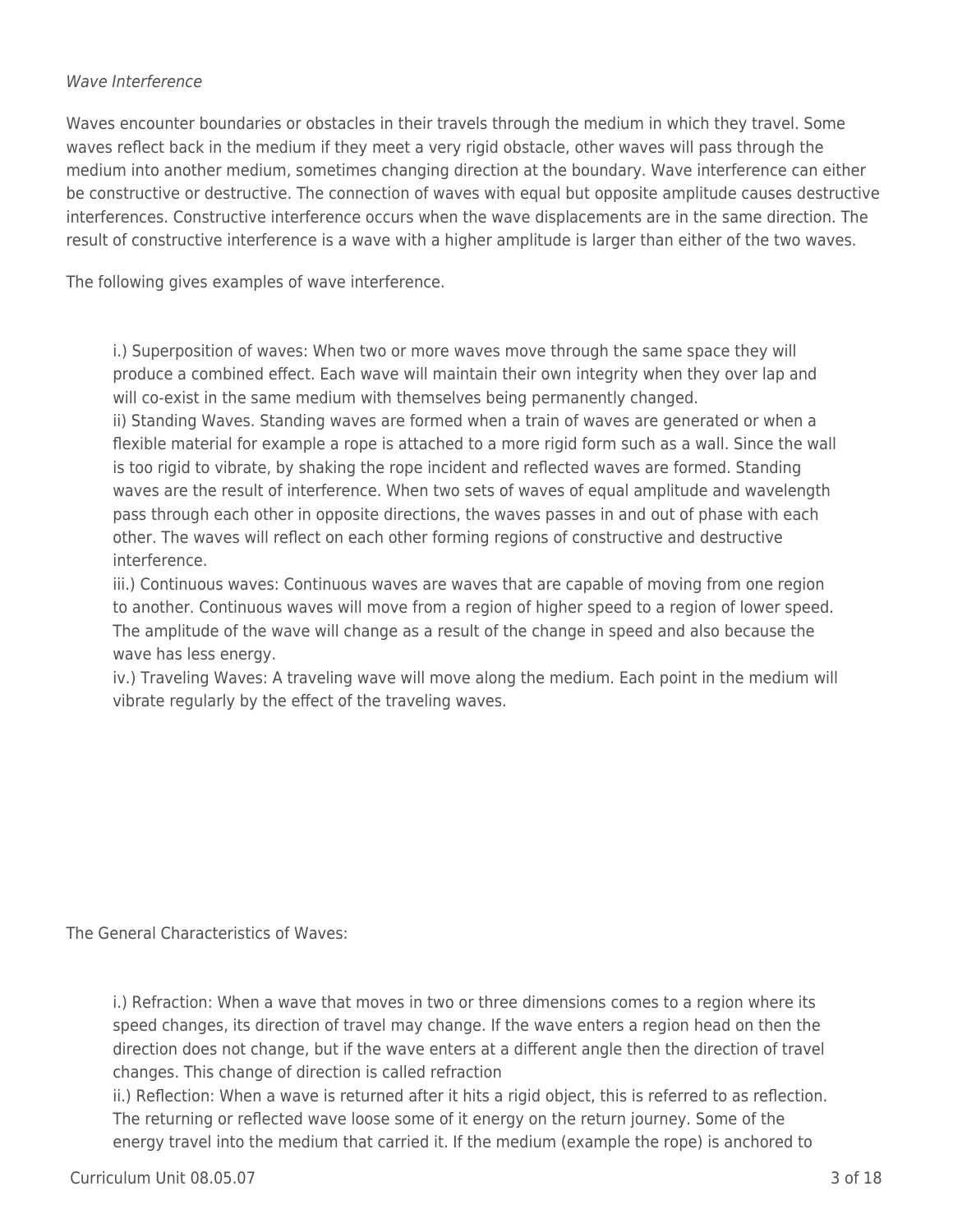*Wave Interference*

Waves encounter boundaries or obstacles in their travels through the medium in which they travel. Some waves reflect back in the medium if they meet a very rigid obstacle, other waves will pass through the medium into another medium, sometimes changing direction at the boundary. Wave interference can either be constructive or destructive. The connection of waves with equal but opposite amplitude causes destructive interferences. Constructive interference occurs when the wave displacements are in the same direction. The result of constructive interference is a wave with a higher amplitude is larger than either of the two waves.

The following gives examples of wave interference.

i.) Superposition of waves: When two or more waves move through the same space they will produce a combined effect. Each wave will maintain their own integrity when they over lap and will co-exist in the same medium with themselves being permanently changed.
ii) Standing Waves. Standing waves are formed when a train of waves are generated or when a flexible material for example a rope is attached to a more rigid form such as a wall. Since the wall is too rigid to vibrate, by shaking the rope incident and reflected waves are formed. Standing waves are the result of interference. When two sets of waves of equal amplitude and wavelength pass through each other in opposite directions, the waves passes in and out of phase with each other. The waves will reflect on each other forming regions of constructive and destructive interference.
iii.) Continuous waves: Continuous waves are waves that are capable of moving from one region to another. Continuous waves will move from a region of higher speed to a region of lower speed. The amplitude of the wave will change as a result of the change in speed and also because the wave has less energy.
iv.) Traveling Waves: A traveling wave will move along the medium. Each point in the medium will vibrate regularly by the effect of the traveling waves.

The General Characteristics of Waves:

i.) Refraction: When a wave that moves in two or three dimensions comes to a region where its speed changes, its direction of travel may change. If the wave enters a region head on then the direction does not change, but if the wave enters at a different angle then the direction of travel changes. This change of direction is called refraction
ii.) Reflection: When a wave is returned after it hits a rigid object, this is referred to as reflection. The returning or reflected wave loose some of it energy on the return journey. Some of the energy travel into the medium that carried it. If the medium (example the rope) is anchored to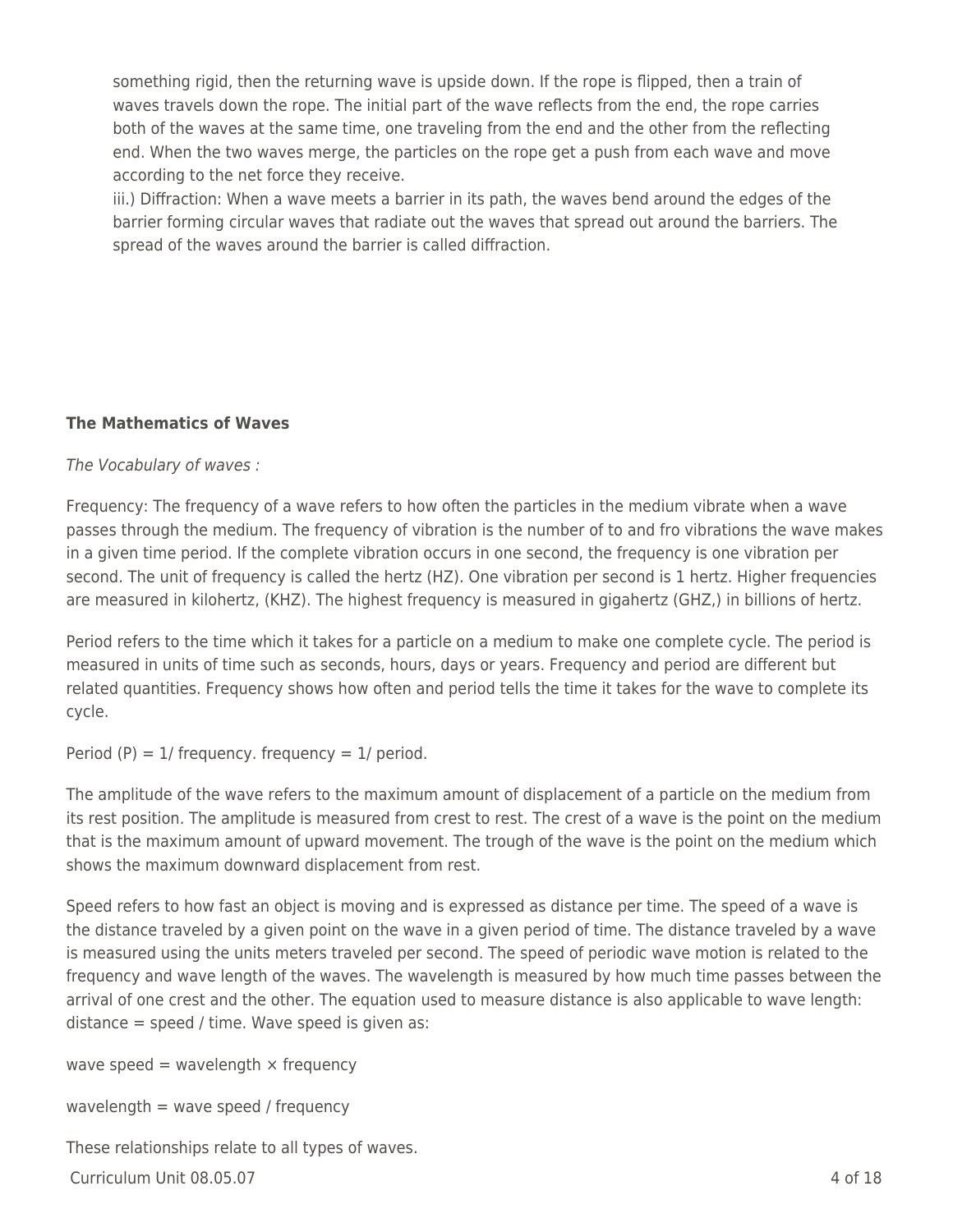something rigid, then the returning wave is upside down. If the rope is flipped, then a train of waves travels down the rope. The initial part of the wave reflects from the end, the rope carries both of the waves at the same time, one traveling from the end and the other from the reflecting end. When the two waves merge, the particles on the rope get a push from each wave and move according to the net force they receive.

iii.) Diffraction: When a wave meets a barrier in its path, the waves bend around the edges of the barrier forming circular waves that radiate out the waves that spread out around the barriers. The spread of the waves around the barrier is called diffraction.

**The Mathematics of Waves**

*The Vocabulary of waves :*

Frequency: The frequency of a wave refers to how often the particles in the medium vibrate when a wave passes through the medium. The frequency of vibration is the number of to and fro vibrations the wave makes in a given time period. If the complete vibration occurs in one second, the frequency is one vibration per second. The unit of frequency is called the hertz (HZ). One vibration per second is 1 hertz. Higher frequencies are measured in kilohertz, (KHZ). The highest frequency is measured in gigahertz (GHZ,) in billions of hertz.

Period refers to the time which it takes for a particle on a medium to make one complete cycle. The period is measured in units of time such as seconds, hours, days or years. Frequency and period are different but related quantities. Frequency shows how often and period tells the time it takes for the wave to complete its cycle.

Period (P) = 1/ frequency. frequency = 1/ period.

The amplitude of the wave refers to the maximum amount of displacement of a particle on the medium from its rest position. The amplitude is measured from crest to rest. The crest of a wave is the point on the medium that is the maximum amount of upward movement. The trough of the wave is the point on the medium which shows the maximum downward displacement from rest.

Speed refers to how fast an object is moving and is expressed as distance per time. The speed of a wave is the distance traveled by a given point on the wave in a given period of time. The distance traveled by a wave is measured using the units meters traveled per second. The speed of periodic wave motion is related to the frequency and wave length of the waves. The wavelength is measured by how much time passes between the arrival of one crest and the other. The equation used to measure distance is also applicable to wave length: distance = speed / time. Wave speed is given as:

wave speed = wavelength × frequency

wavelength = wave speed / frequency

These relationships relate to all types of waves.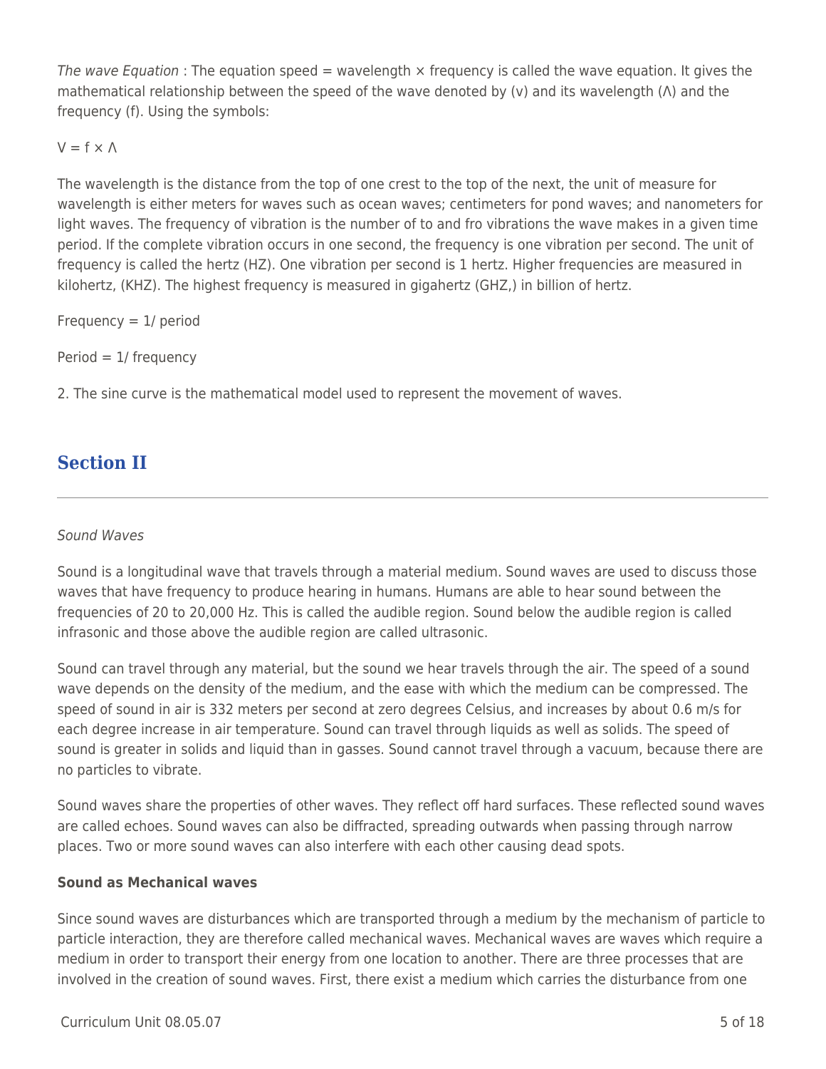*The wave Equation* : The equation speed = wavelength × frequency is called the wave equation. It gives the mathematical relationship between the speed of the wave denoted by (v) and its wavelength ($\Lambda$) and the frequency (f). Using the symbols:

$V = f \times \Lambda$

The wavelength is the distance from the top of one crest to the top of the next, the unit of measure for wavelength is either meters for waves such as ocean waves; centimeters for pond waves; and nanometers for light waves. The frequency of vibration is the number of to and fro vibrations the wave makes in a given time period. If the complete vibration occurs in one second, the frequency is one vibration per second. The unit of frequency is called the hertz (HZ). One vibration per second is 1 hertz. Higher frequencies are measured in kilohertz, (KHZ). The highest frequency is measured in gigahertz (GHZ,) in billion of hertz.

Frequency = 1/ period

Period = 1/ frequency

2. The sine curve is the mathematical model used to represent the movement of waves.

## Section II

*Sound Waves*

Sound is a longitudinal wave that travels through a material medium. Sound waves are used to discuss those waves that have frequency to produce hearing in humans. Humans are able to hear sound between the frequencies of 20 to 20,000 Hz. This is called the audible region. Sound below the audible region is called infrasonic and those above the audible region are called ultrasonic.

Sound can travel through any material, but the sound we hear travels through the air. The speed of a sound wave depends on the density of the medium, and the ease with which the medium can be compressed. The speed of sound in air is 332 meters per second at zero degrees Celsius, and increases by about 0.6 m/s for each degree increase in air temperature. Sound can travel through liquids as well as solids. The speed of sound is greater in solids and liquid than in gasses. Sound cannot travel through a vacuum, because there are no particles to vibrate.

Sound waves share the properties of other waves. They reflect off hard surfaces. These reflected sound waves are called echoes. Sound waves can also be diffracted, spreading outwards when passing through narrow places. Two or more sound waves can also interfere with each other causing dead spots.

**Sound as Mechanical waves**

Since sound waves are disturbances which are transported through a medium by the mechanism of particle to particle interaction, they are therefore called mechanical waves. Mechanical waves are waves which require a medium in order to transport their energy from one location to another. There are three processes that are involved in the creation of sound waves. First, there exist a medium which carries the disturbance from one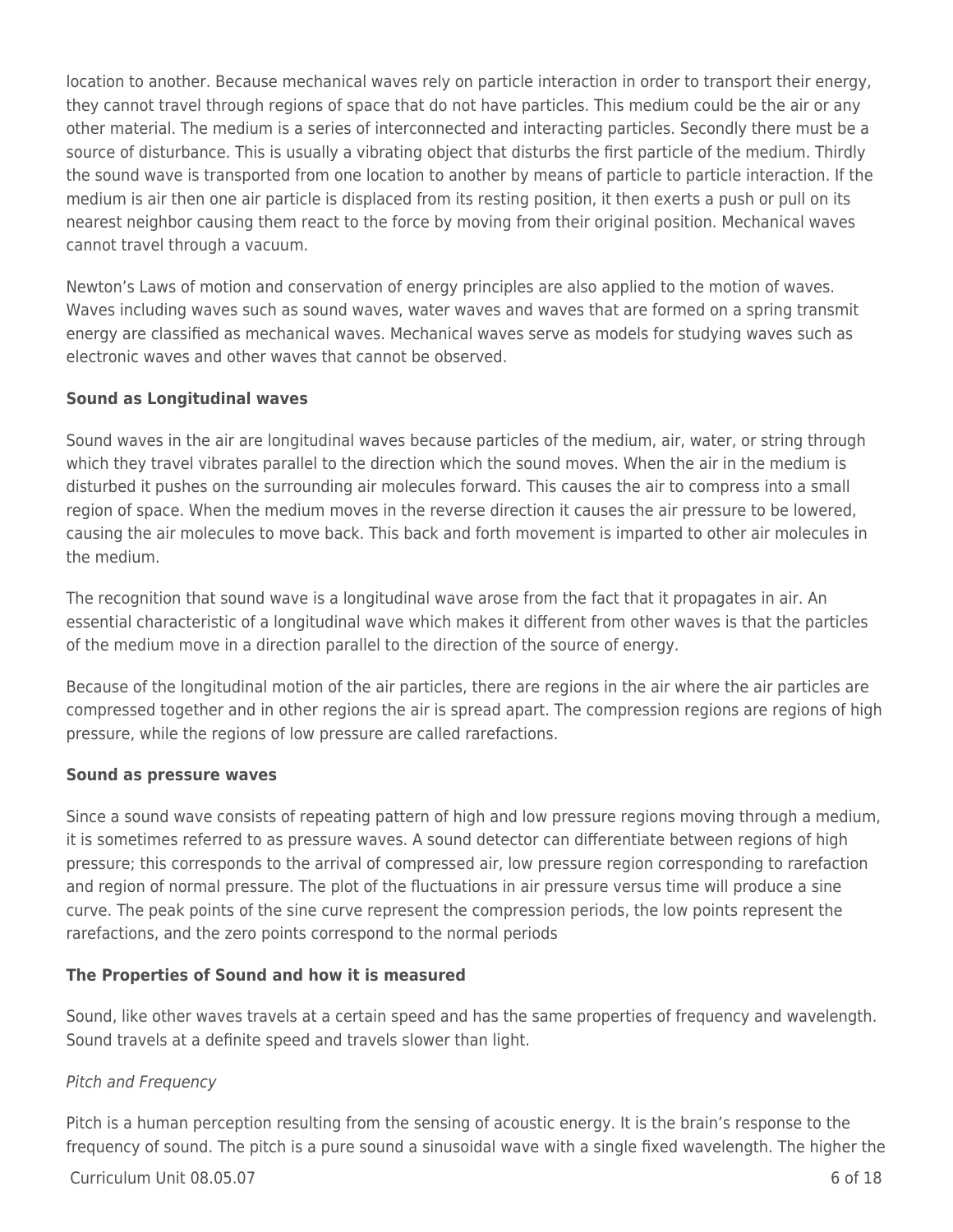location to another. Because mechanical waves rely on particle interaction in order to transport their energy, they cannot travel through regions of space that do not have particles. This medium could be the air or any other material. The medium is a series of interconnected and interacting particles. Secondly there must be a source of disturbance. This is usually a vibrating object that disturbs the first particle of the medium. Thirdly the sound wave is transported from one location to another by means of particle to particle interaction. If the medium is air then one air particle is displaced from its resting position, it then exerts a push or pull on its nearest neighbor causing them react to the force by moving from their original position. Mechanical waves cannot travel through a vacuum.

Newton's Laws of motion and conservation of energy principles are also applied to the motion of waves. Waves including waves such as sound waves, water waves and waves that are formed on a spring transmit energy are classified as mechanical waves. Mechanical waves serve as models for studying waves such as electronic waves and other waves that cannot be observed.

**Sound as Longitudinal waves**

Sound waves in the air are longitudinal waves because particles of the medium, air, water, or string through which they travel vibrates parallel to the direction which the sound moves. When the air in the medium is disturbed it pushes on the surrounding air molecules forward. This causes the air to compress into a small region of space. When the medium moves in the reverse direction it causes the air pressure to be lowered, causing the air molecules to move back. This back and forth movement is imparted to other air molecules in the medium.

The recognition that sound wave is a longitudinal wave arose from the fact that it propagates in air. An essential characteristic of a longitudinal wave which makes it different from other waves is that the particles of the medium move in a direction parallel to the direction of the source of energy.

Because of the longitudinal motion of the air particles, there are regions in the air where the air particles are compressed together and in other regions the air is spread apart. The compression regions are regions of high pressure, while the regions of low pressure are called rarefactions.

**Sound as pressure waves**

Since a sound wave consists of repeating pattern of high and low pressure regions moving through a medium, it is sometimes referred to as pressure waves. A sound detector can differentiate between regions of high pressure; this corresponds to the arrival of compressed air, low pressure region corresponding to rarefaction and region of normal pressure. The plot of the fluctuations in air pressure versus time will produce a sine curve. The peak points of the sine curve represent the compression periods, the low points represent the rarefactions, and the zero points correspond to the normal periods

**The Properties of Sound and how it is measured**

Sound, like other waves travels at a certain speed and has the same properties of frequency and wavelength. Sound travels at a definite speed and travels slower than light.

*Pitch and Frequency*

Pitch is a human perception resulting from the sensing of acoustic energy. It is the brain's response to the frequency of sound. The pitch is a pure sound a sinusoidal wave with a single fixed wavelength. The higher the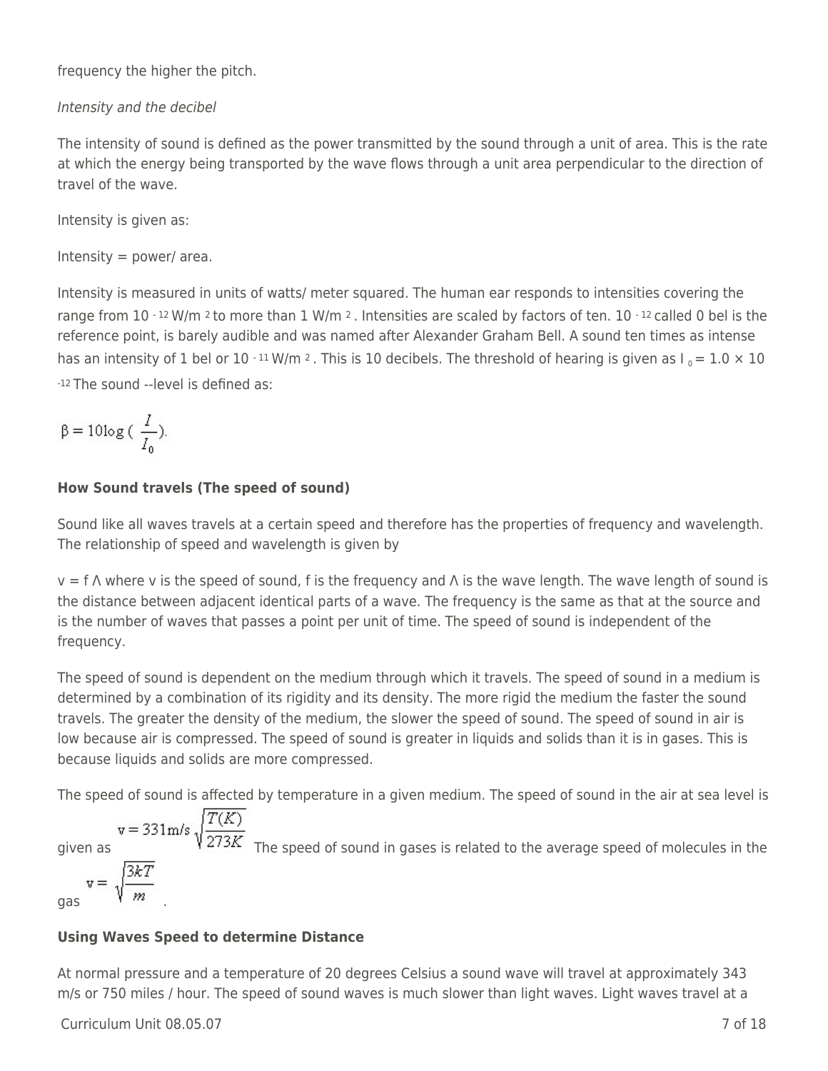frequency the higher the pitch.

*Intensity and the decibel*

The intensity of sound is defined as the power transmitted by the sound through a unit of area. This is the rate at which the energy being transported by the wave flows through a unit area perpendicular to the direction of travel of the wave.

Intensity is given as:

Intensity = power/ area.

Intensity is measured in units of watts/ meter squared. The human ear responds to intensities covering the range from $10^{-12}$ W/m $^2$ to more than 1 W/m $^2$. Intensities are scaled by factors of ten. $10^{-12}$ called 0 bel is the reference point, is barely audible and was named after Alexander Graham Bell. A sound ten times as intense has an intensity of 1 bel or $10^{-11}$ W/m $^2$. This is 10 decibels. The threshold of hearing is given as $I_0 = 1.0 \times 10^{-12}$ The sound --level is defined as:

$$\beta = 10\log\left(\frac{I}{I_0}\right).$$

**How Sound travels (The speed of sound)**

Sound like all waves travels at a certain speed and therefore has the properties of frequency and wavelength. The relationship of speed and wavelength is given by

v = f Λ where v is the speed of sound, f is the frequency and Λ is the wave length. The wave length of sound is the distance between adjacent identical parts of a wave. The frequency is the same as that at the source and is the number of waves that passes a point per unit of time. The speed of sound is independent of the frequency.

The speed of sound is dependent on the medium through which it travels. The speed of sound in a medium is determined by a combination of its rigidity and its density. The more rigid the medium the faster the sound travels. The greater the density of the medium, the slower the speed of sound. The speed of sound in air is low because air is compressed. The speed of sound is greater in liquids and solids than it is in gases. This is because liquids and solids are more compressed.

The speed of sound is affected by temperature in a given medium. The speed of sound in the air at sea level is given as $v = 331\text{m/s}\sqrt{\frac{T(K)}{273K}}$ The speed of sound in gases is related to the average speed of molecules in the gas $v = \sqrt{\frac{3kT}{m}}$ .

**Using Waves Speed to determine Distance**

At normal pressure and a temperature of 20 degrees Celsius a sound wave will travel at approximately 343 m/s or 750 miles / hour. The speed of sound waves is much slower than light waves. Light waves travel at a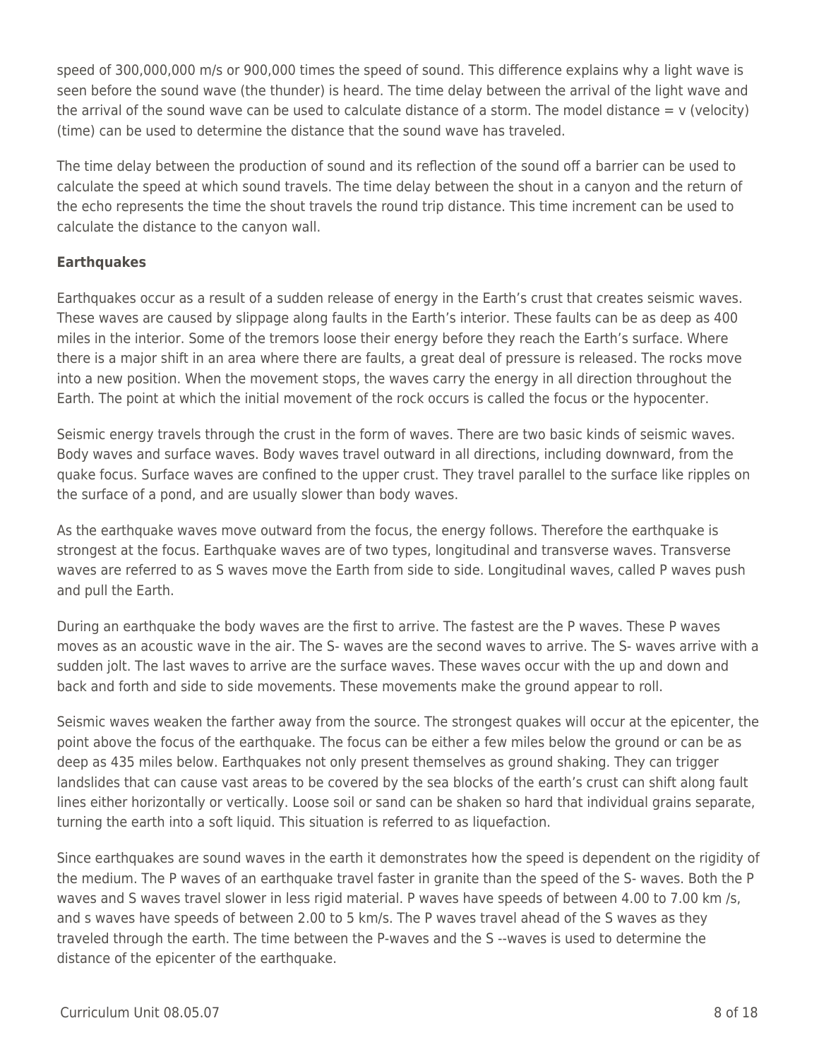speed of 300,000,000 m/s or 900,000 times the speed of sound. This difference explains why a light wave is seen before the sound wave (the thunder) is heard. The time delay between the arrival of the light wave and the arrival of the sound wave can be used to calculate distance of a storm. The model distance = v (velocity) (time) can be used to determine the distance that the sound wave has traveled.

The time delay between the production of sound and its reflection of the sound off a barrier can be used to calculate the speed at which sound travels. The time delay between the shout in a canyon and the return of the echo represents the time the shout travels the round trip distance. This time increment can be used to calculate the distance to the canyon wall.

**Earthquakes**

Earthquakes occur as a result of a sudden release of energy in the Earth's crust that creates seismic waves. These waves are caused by slippage along faults in the Earth's interior. These faults can be as deep as 400 miles in the interior. Some of the tremors loose their energy before they reach the Earth's surface. Where there is a major shift in an area where there are faults, a great deal of pressure is released. The rocks move into a new position. When the movement stops, the waves carry the energy in all direction throughout the Earth. The point at which the initial movement of the rock occurs is called the focus or the hypocenter.

Seismic energy travels through the crust in the form of waves. There are two basic kinds of seismic waves. Body waves and surface waves. Body waves travel outward in all directions, including downward, from the quake focus. Surface waves are confined to the upper crust. They travel parallel to the surface like ripples on the surface of a pond, and are usually slower than body waves.

As the earthquake waves move outward from the focus, the energy follows. Therefore the earthquake is strongest at the focus. Earthquake waves are of two types, longitudinal and transverse waves. Transverse waves are referred to as S waves move the Earth from side to side. Longitudinal waves, called P waves push and pull the Earth.

During an earthquake the body waves are the first to arrive. The fastest are the P waves. These P waves moves as an acoustic wave in the air. The S- waves are the second waves to arrive. The S- waves arrive with a sudden jolt. The last waves to arrive are the surface waves. These waves occur with the up and down and back and forth and side to side movements. These movements make the ground appear to roll.

Seismic waves weaken the farther away from the source. The strongest quakes will occur at the epicenter, the point above the focus of the earthquake. The focus can be either a few miles below the ground or can be as deep as 435 miles below. Earthquakes not only present themselves as ground shaking. They can trigger landslides that can cause vast areas to be covered by the sea blocks of the earth's crust can shift along fault lines either horizontally or vertically. Loose soil or sand can be shaken so hard that individual grains separate, turning the earth into a soft liquid. This situation is referred to as liquefaction.

Since earthquakes are sound waves in the earth it demonstrates how the speed is dependent on the rigidity of the medium. The P waves of an earthquake travel faster in granite than the speed of the S- waves. Both the P waves and S waves travel slower in less rigid material. P waves have speeds of between 4.00 to 7.00 km /s, and s waves have speeds of between 2.00 to 5 km/s. The P waves travel ahead of the S waves as they traveled through the earth. The time between the P-waves and the S --waves is used to determine the distance of the epicenter of the earthquake.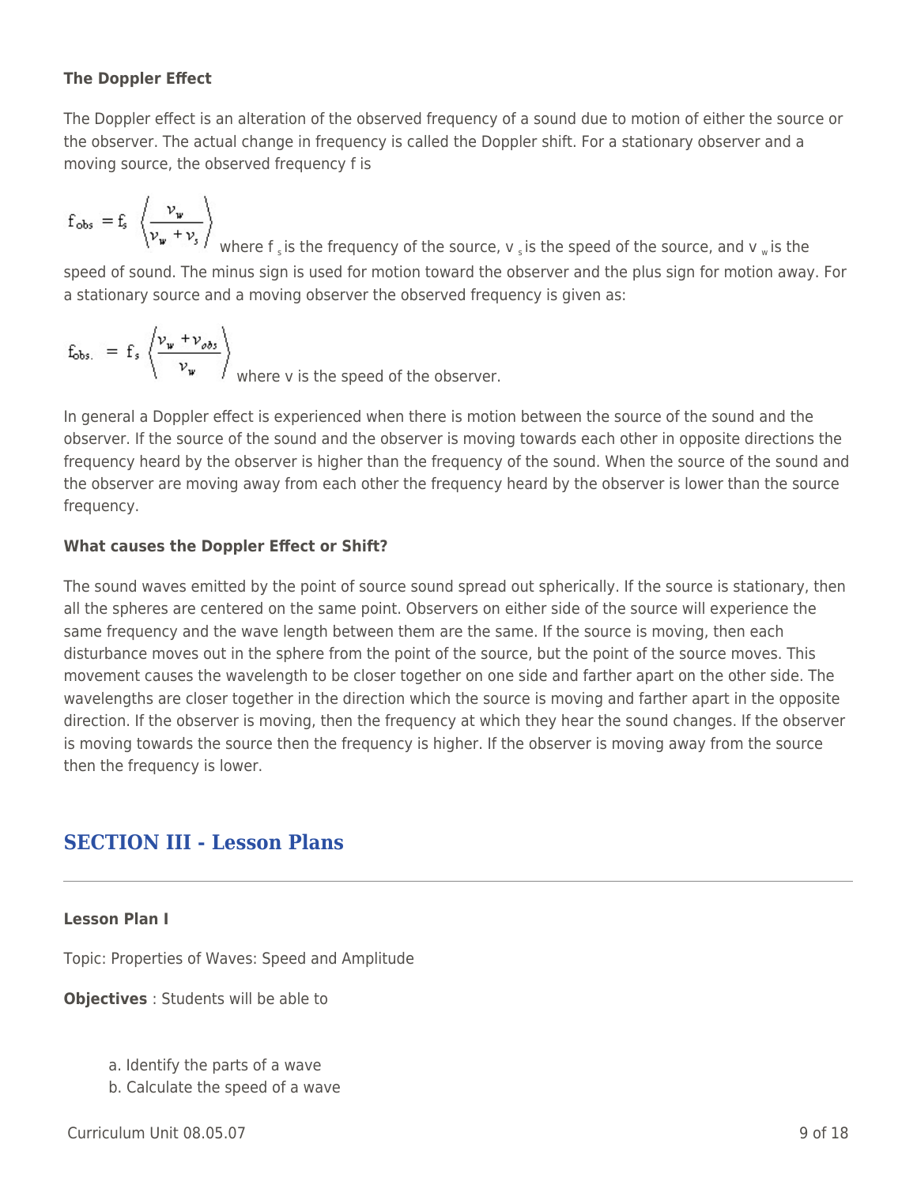**The Doppler Effect**

The Doppler effect is an alteration of the observed frequency of a sound due to motion of either the source or the observer. The actual change in frequency is called the Doppler shift. For a stationary observer and a moving source, the observed frequency f is

$$f_{obs} = f_s \left\langle \frac{v_w}{v_w + v_s} \right\rangle$$

where $f_s$ is the frequency of the source, $v_s$ is the speed of the source, and $v_w$ is the speed of sound. The minus sign is used for motion toward the observer and the plus sign for motion away. For a stationary source and a moving observer the observed frequency is given as:

$$f_{obs.} = f_s \left\langle \frac{v_w + v_{obs}}{v_w} \right\rangle$$

where v is the speed of the observer.

In general a Doppler effect is experienced when there is motion between the source of the sound and the observer. If the source of the sound and the observer is moving towards each other in opposite directions the frequency heard by the observer is higher than the frequency of the sound. When the source of the sound and the observer are moving away from each other the frequency heard by the observer is lower than the source frequency.

**What causes the Doppler Effect or Shift?**

The sound waves emitted by the point of source sound spread out spherically. If the source is stationary, then all the spheres are centered on the same point. Observers on either side of the source will experience the same frequency and the wave length between them are the same. If the source is moving, then each disturbance moves out in the sphere from the point of the source, but the point of the source moves. This movement causes the wavelength to be closer together on one side and farther apart on the other side. The wavelengths are closer together in the direction which the source is moving and farther apart in the opposite direction. If the observer is moving, then the frequency at which they hear the sound changes. If the observer is moving towards the source then the frequency is higher. If the observer is moving away from the source then the frequency is lower.

## SECTION III - Lesson Plans

**Lesson Plan I**

Topic: Properties of Waves: Speed and Amplitude

**Objectives** : Students will be able to

a. Identify the parts of a wave
b. Calculate the speed of a wave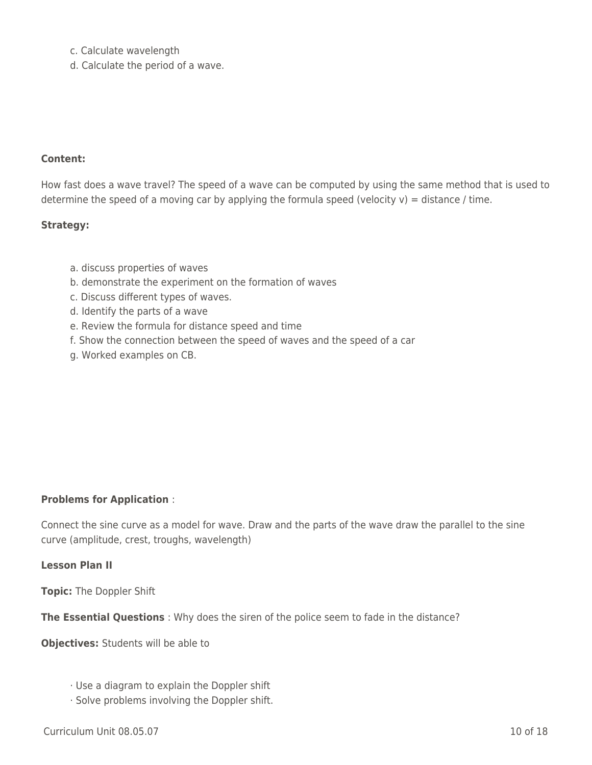c. Calculate wavelength
d. Calculate the period of a wave.

**Content:**

How fast does a wave travel? The speed of a wave can be computed by using the same method that is used to determine the speed of a moving car by applying the formula speed (velocity v) = distance / time.

**Strategy:**

a. discuss properties of waves
b. demonstrate the experiment on the formation of waves
c. Discuss different types of waves.
d. Identify the parts of a wave
e. Review the formula for distance speed and time
f. Show the connection between the speed of waves and the speed of a car
g. Worked examples on CB.

**Problems for Application** :

Connect the sine curve as a model for wave. Draw and the parts of the wave draw the parallel to the sine curve (amplitude, crest, troughs, wavelength)

**Lesson Plan II**

**Topic:** The Doppler Shift

**The Essential Questions** : Why does the siren of the police seem to fade in the distance?

**Objectives:** Students will be able to

· Use a diagram to explain the Doppler shift
· Solve problems involving the Doppler shift.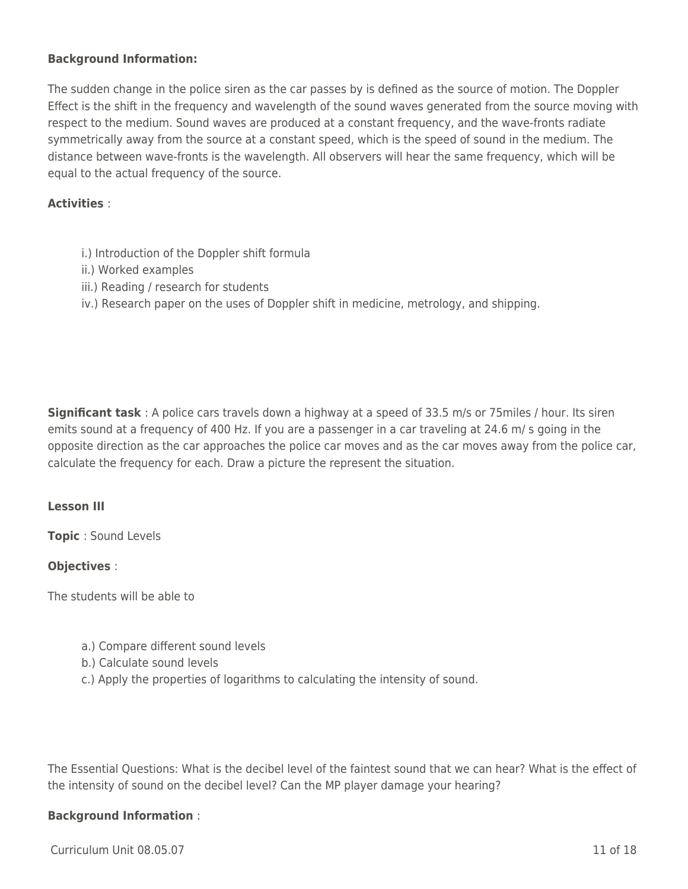**Background Information:**

The sudden change in the police siren as the car passes by is defined as the source of motion. The Doppler Effect is the shift in the frequency and wavelength of the sound waves generated from the source moving with respect to the medium. Sound waves are produced at a constant frequency, and the wave-fronts radiate symmetrically away from the source at a constant speed, which is the speed of sound in the medium. The distance between wave-fronts is the wavelength. All observers will hear the same frequency, which will be equal to the actual frequency of the source.

**Activities** :

- i.) Introduction of the Doppler shift formula
- ii.) Worked examples
- iii.) Reading / research for students
- iv.) Research paper on the uses of Doppler shift in medicine, metrology, and shipping.

**Significant task** : A police cars travels down a highway at a speed of 33.5 m/s or 75miles / hour. Its siren emits sound at a frequency of 400 Hz. If you are a passenger in a car traveling at 24.6 m/ s going in the opposite direction as the car approaches the police car moves and as the car moves away from the police car, calculate the frequency for each. Draw a picture the represent the situation.

**Lesson III**

**Topic** : Sound Levels

**Objectives** :

The students will be able to

- a.) Compare different sound levels
- b.) Calculate sound levels
- c.) Apply the properties of logarithms to calculating the intensity of sound.

The Essential Questions: What is the decibel level of the faintest sound that we can hear? What is the effect of the intensity of sound on the decibel level? Can the MP player damage your hearing?

**Background Information** :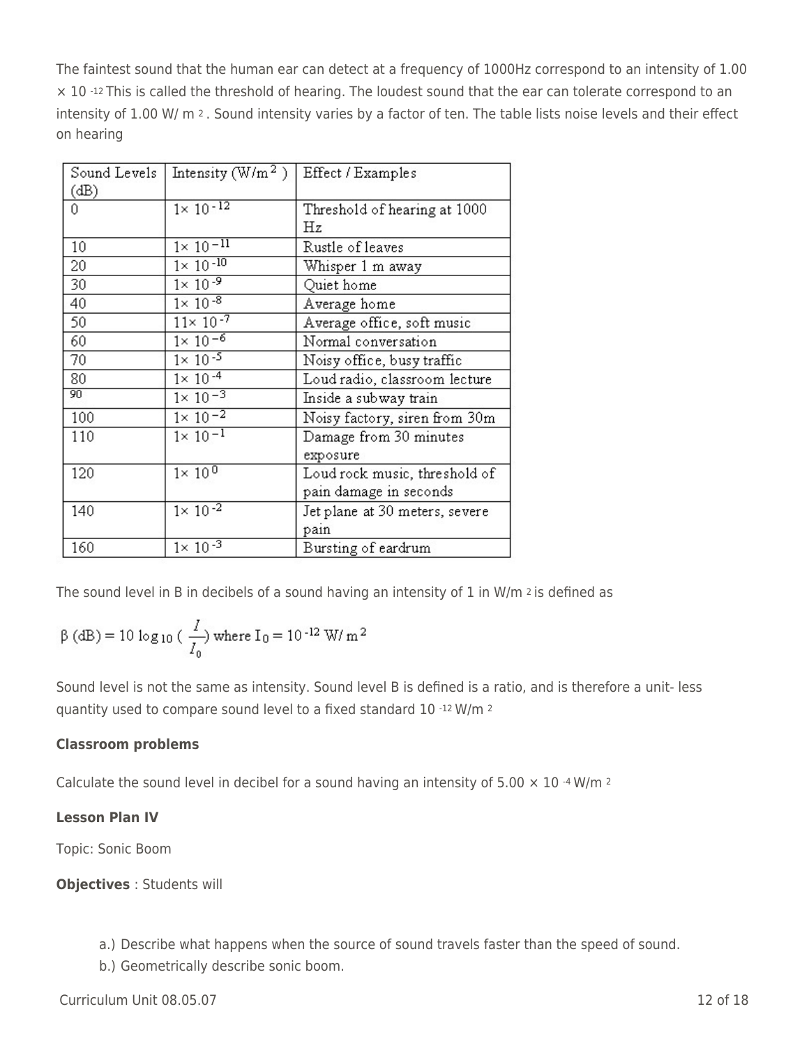The faintest sound that the human ear can detect at a frequency of 1000Hz correspond to an intensity of $1.00 \times 10^{-12}$ This is called the threshold of hearing. The loudest sound that the ear can tolerate correspond to an intensity of 1.00 W/ $m^2$. Sound intensity varies by a factor of ten. The table lists noise levels and their effect on hearing

| Sound Levels (dB) | Intensity (W/$m^2$) | Effect / Examples |
|---|---|---|
| 0 | $1\times 10^{-12}$ | Threshold of hearing at 1000 Hz |
| 10 | $1\times 10^{-11}$ | Rustle of leaves |
| 20 | $1\times 10^{-10}$ | Whisper 1 m away |
| 30 | $1\times 10^{-9}$ | Quiet home |
| 40 | $1\times 10^{-8}$ | Average home |
| 50 | $11\times 10^{-7}$ | Average office, soft music |
| 60 | $1\times 10^{-6}$ | Normal conversation |
| 70 | $1\times 10^{-5}$ | Noisy office, busy traffic |
| 80 | $1\times 10^{-4}$ | Loud radio, classroom lecture |
| 90 | $1\times 10^{-3}$ | Inside a subway train |
| 100 | $1\times 10^{-2}$ | Noisy factory, siren from 30m |
| 110 | $1\times 10^{-1}$ | Damage from 30 minutes exposure |
| 120 | $1\times 10^{0}$ | Loud rock music, threshold of pain damage in seconds |
| 140 | $1\times 10^{-2}$ | Jet plane at 30 meters, severe pain |
| 160 | $1\times 10^{-3}$ | Bursting of eardrum |

The sound level in B in decibels of a sound having an intensity of 1 in W/$m^2$ is defined as

$$\beta\,(\text{dB}) = 10 \log_{10}\left(\frac{I}{I_0}\right) \text{ where } I_0 = 10^{-12}\ \text{W/}\,m^2$$

Sound level is not the same as intensity. Sound level B is defined is a ratio, and is therefore a unit- less quantity used to compare sound level to a fixed standard $10^{-12}$ W/$m^2$

**Classroom problems**

Calculate the sound level in decibel for a sound having an intensity of $5.00 \times 10^{-4}$ W/$m^2$

**Lesson Plan IV**

Topic: Sonic Boom

**Objectives** : Students will

a.) Describe what happens when the source of sound travels faster than the speed of sound.
b.) Geometrically describe sonic boom.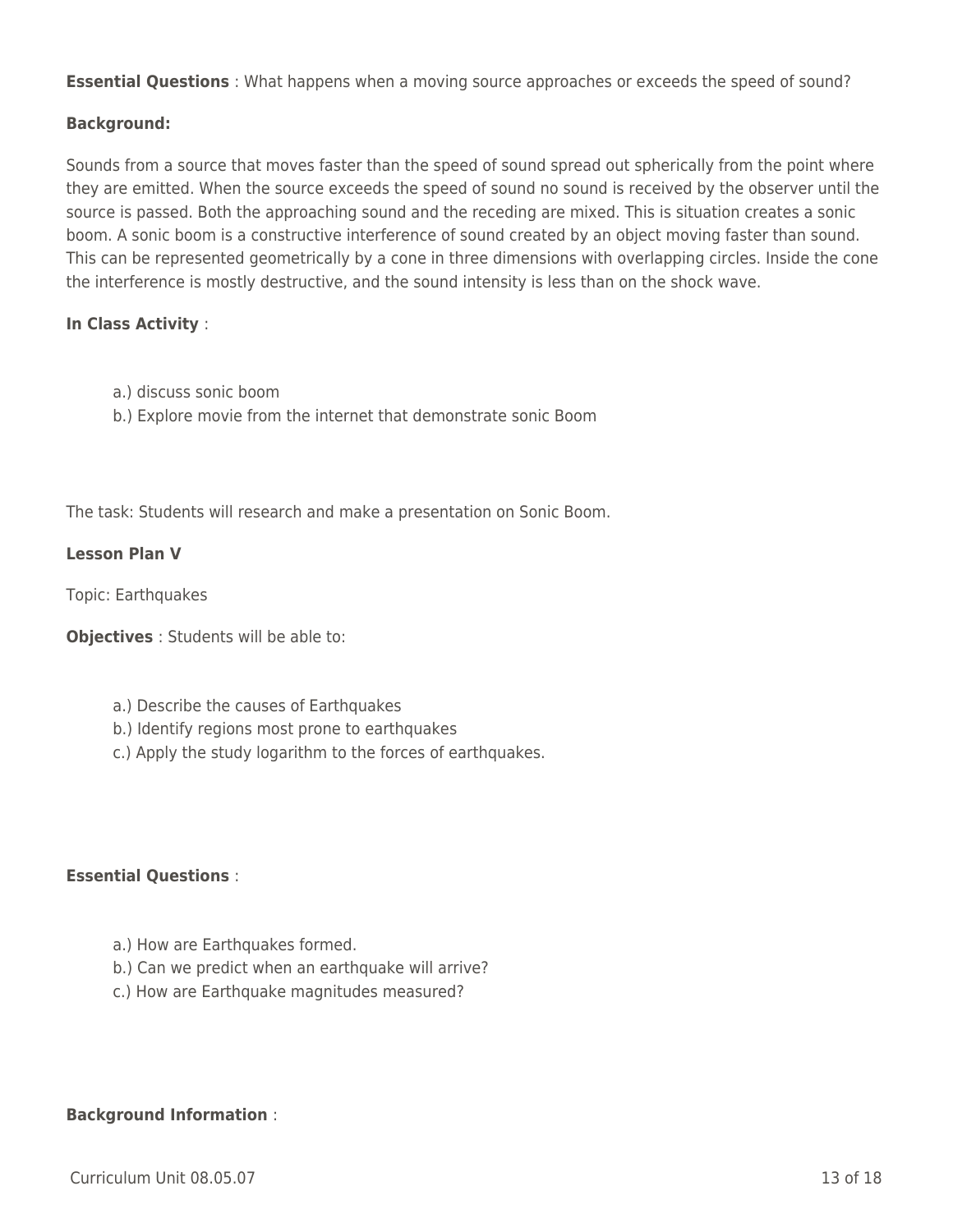**Essential Questions** : What happens when a moving source approaches or exceeds the speed of sound?

**Background:**

Sounds from a source that moves faster than the speed of sound spread out spherically from the point where they are emitted. When the source exceeds the speed of sound no sound is received by the observer until the source is passed. Both the approaching sound and the receding are mixed. This is situation creates a sonic boom. A sonic boom is a constructive interference of sound created by an object moving faster than sound. This can be represented geometrically by a cone in three dimensions with overlapping circles. Inside the cone the interference is mostly destructive, and the sound intensity is less than on the shock wave.

**In Class Activity** :

a.) discuss sonic boom
b.) Explore movie from the internet that demonstrate sonic Boom

The task: Students will research and make a presentation on Sonic Boom.

**Lesson Plan V**

Topic: Earthquakes

**Objectives** : Students will be able to:

a.) Describe the causes of Earthquakes
b.) Identify regions most prone to earthquakes
c.) Apply the study logarithm to the forces of earthquakes.

**Essential Questions** :

a.) How are Earthquakes formed.
b.) Can we predict when an earthquake will arrive?
c.) How are Earthquake magnitudes measured?

**Background Information** :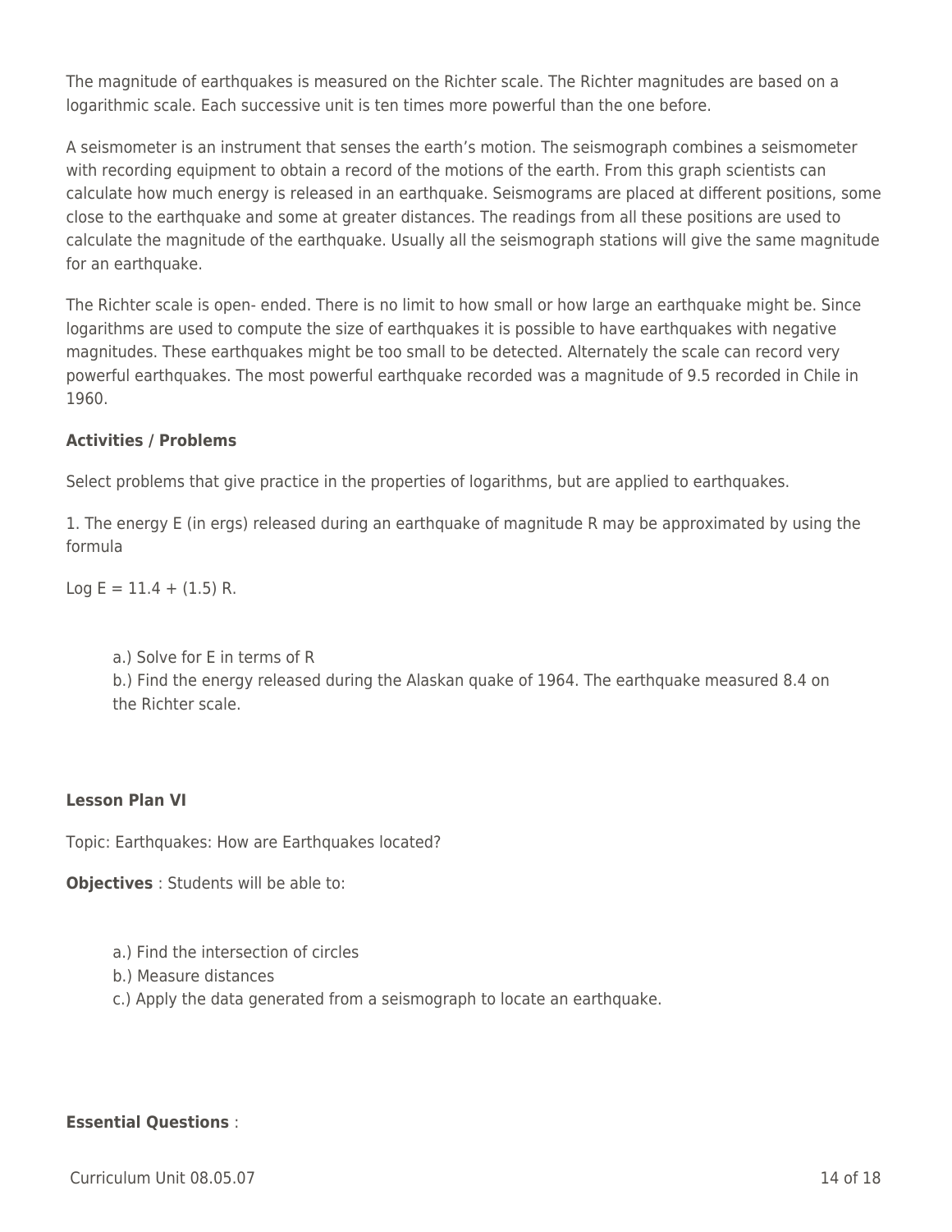The magnitude of earthquakes is measured on the Richter scale. The Richter magnitudes are based on a logarithmic scale. Each successive unit is ten times more powerful than the one before.

A seismometer is an instrument that senses the earth's motion. The seismograph combines a seismometer with recording equipment to obtain a record of the motions of the earth. From this graph scientists can calculate how much energy is released in an earthquake. Seismograms are placed at different positions, some close to the earthquake and some at greater distances. The readings from all these positions are used to calculate the magnitude of the earthquake. Usually all the seismograph stations will give the same magnitude for an earthquake.

The Richter scale is open- ended. There is no limit to how small or how large an earthquake might be. Since logarithms are used to compute the size of earthquakes it is possible to have earthquakes with negative magnitudes. These earthquakes might be too small to be detected. Alternately the scale can record very powerful earthquakes. The most powerful earthquake recorded was a magnitude of 9.5 recorded in Chile in 1960.

**Activities / Problems**

Select problems that give practice in the properties of logarithms, but are applied to earthquakes.

1. The energy E (in ergs) released during an earthquake of magnitude R may be approximated by using the formula

$\text{Log } E = 11.4 + (1.5)\, R.$

> a.) Solve for E in terms of R
> b.) Find the energy released during the Alaskan quake of 1964. The earthquake measured 8.4 on the Richter scale.

**Lesson Plan VI**

Topic: Earthquakes: How are Earthquakes located?

**Objectives** : Students will be able to:

> a.) Find the intersection of circles
> b.) Measure distances
> c.) Apply the data generated from a seismograph to locate an earthquake.

**Essential Questions** :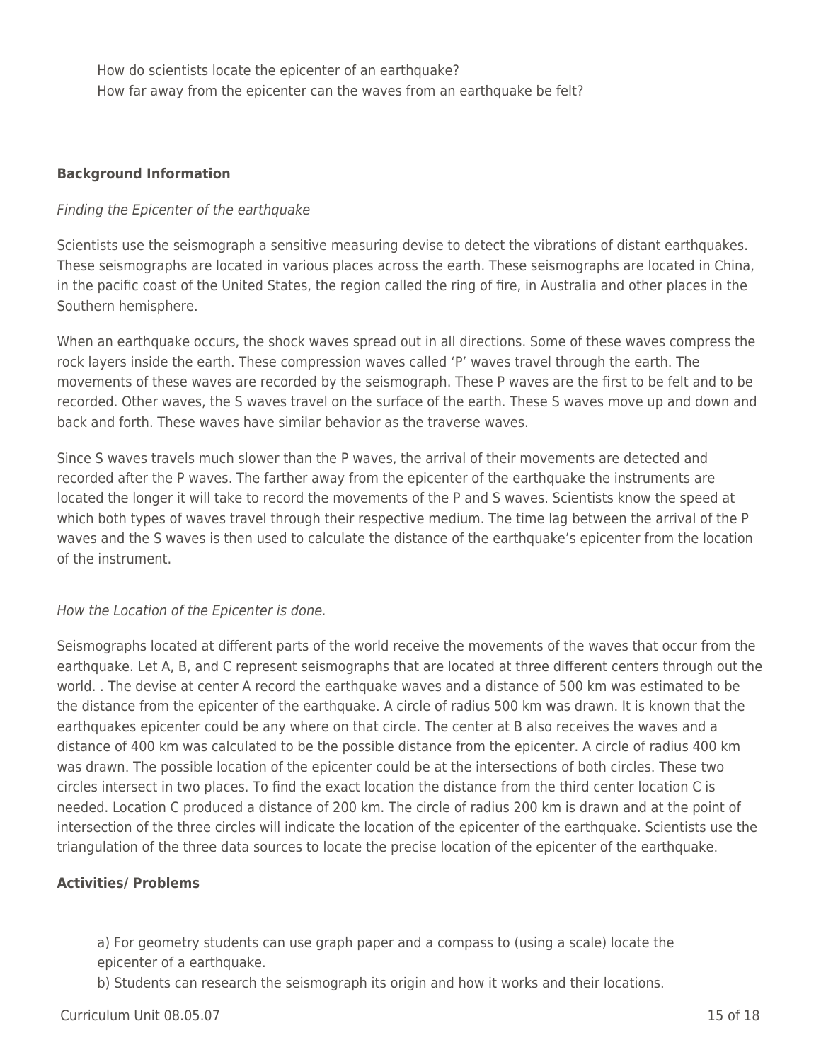How do scientists locate the epicenter of an earthquake?
How far away from the epicenter can the waves from an earthquake be felt?

**Background Information**

*Finding the Epicenter of the earthquake*

Scientists use the seismograph a sensitive measuring devise to detect the vibrations of distant earthquakes. These seismographs are located in various places across the earth. These seismographs are located in China, in the pacific coast of the United States, the region called the ring of fire, in Australia and other places in the Southern hemisphere.

When an earthquake occurs, the shock waves spread out in all directions. Some of these waves compress the rock layers inside the earth. These compression waves called 'P' waves travel through the earth. The movements of these waves are recorded by the seismograph. These P waves are the first to be felt and to be recorded. Other waves, the S waves travel on the surface of the earth. These S waves move up and down and back and forth. These waves have similar behavior as the traverse waves.

Since S waves travels much slower than the P waves, the arrival of their movements are detected and recorded after the P waves. The farther away from the epicenter of the earthquake the instruments are located the longer it will take to record the movements of the P and S waves. Scientists know the speed at which both types of waves travel through their respective medium. The time lag between the arrival of the P waves and the S waves is then used to calculate the distance of the earthquake's epicenter from the location of the instrument.

*How the Location of the Epicenter is done.*

Seismographs located at different parts of the world receive the movements of the waves that occur from the earthquake. Let A, B, and C represent seismographs that are located at three different centers through out the world. . The devise at center A record the earthquake waves and a distance of 500 km was estimated to be the distance from the epicenter of the earthquake. A circle of radius 500 km was drawn. It is known that the earthquakes epicenter could be any where on that circle. The center at B also receives the waves and a distance of 400 km was calculated to be the possible distance from the epicenter. A circle of radius 400 km was drawn. The possible location of the epicenter could be at the intersections of both circles. These two circles intersect in two places. To find the exact location the distance from the third center location C is needed. Location C produced a distance of 200 km. The circle of radius 200 km is drawn and at the point of intersection of the three circles will indicate the location of the epicenter of the earthquake. Scientists use the triangulation of the three data sources to locate the precise location of the epicenter of the earthquake.

**Activities/ Problems**

a) For geometry students can use graph paper and a compass to (using a scale) locate the epicenter of a earthquake.
b) Students can research the seismograph its origin and how it works and their locations.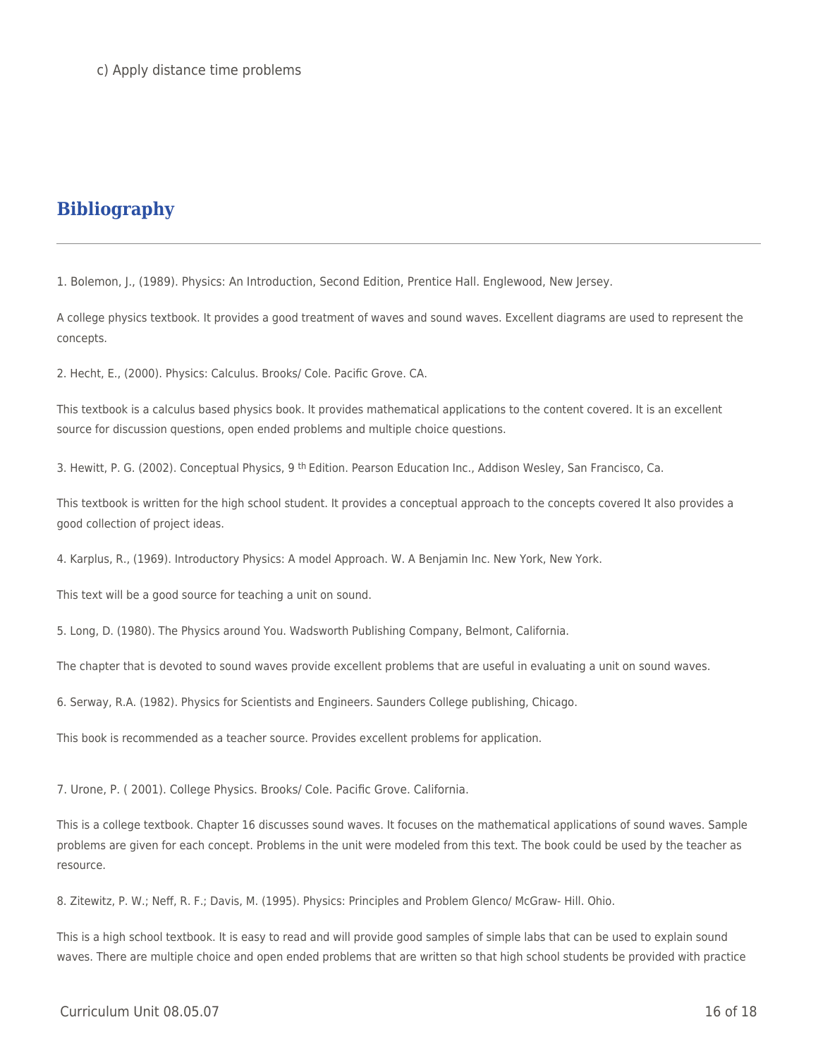c) Apply distance time problems

## Bibliography

1. Bolemon, J., (1989). Physics: An Introduction, Second Edition, Prentice Hall. Englewood, New Jersey.

A college physics textbook. It provides a good treatment of waves and sound waves. Excellent diagrams are used to represent the concepts.

2. Hecht, E., (2000). Physics: Calculus. Brooks/ Cole. Pacific Grove. CA.

This textbook is a calculus based physics book. It provides mathematical applications to the content covered. It is an excellent source for discussion questions, open ended problems and multiple choice questions.

3. Hewitt, P. G. (2002). Conceptual Physics, 9 th Edition. Pearson Education Inc., Addison Wesley, San Francisco, Ca.

This textbook is written for the high school student. It provides a conceptual approach to the concepts covered It also provides a good collection of project ideas.

4. Karplus, R., (1969). Introductory Physics: A model Approach. W. A Benjamin Inc. New York, New York.

This text will be a good source for teaching a unit on sound.

5. Long, D. (1980). The Physics around You. Wadsworth Publishing Company, Belmont, California.

The chapter that is devoted to sound waves provide excellent problems that are useful in evaluating a unit on sound waves.

6. Serway, R.A. (1982). Physics for Scientists and Engineers. Saunders College publishing, Chicago.

This book is recommended as a teacher source. Provides excellent problems for application.

7. Urone, P. ( 2001). College Physics. Brooks/ Cole. Pacific Grove. California.

This is a college textbook. Chapter 16 discusses sound waves. It focuses on the mathematical applications of sound waves. Sample problems are given for each concept. Problems in the unit were modeled from this text. The book could be used by the teacher as resource.

8. Zitewitz, P. W.; Neff, R. F.; Davis, M. (1995). Physics: Principles and Problem Glenco/ McGraw- Hill. Ohio.

This is a high school textbook. It is easy to read and will provide good samples of simple labs that can be used to explain sound waves. There are multiple choice and open ended problems that are written so that high school students be provided with practice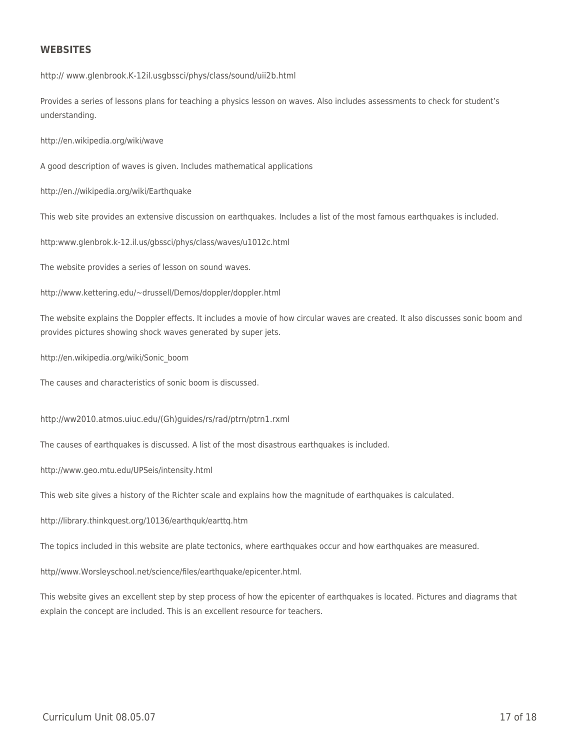## WEBSITES

http:// www.glenbrook.K-12il.usgbssci/phys/class/sound/uii2b.html

Provides a series of lessons plans for teaching a physics lesson on waves. Also includes assessments to check for student's understanding.

http://en.wikipedia.org/wiki/wave

A good description of waves is given. Includes mathematical applications

http://en.//wikipedia.org/wiki/Earthquake

This web site provides an extensive discussion on earthquakes. Includes a list of the most famous earthquakes is included.

http:www.glenbrok.k-12.il.us/gbssci/phys/class/waves/u1012c.html

The website provides a series of lesson on sound waves.

http://www.kettering.edu/~drussell/Demos/doppler/doppler.html

The website explains the Doppler effects. It includes a movie of how circular waves are created. It also discusses sonic boom and provides pictures showing shock waves generated by super jets.

http://en.wikipedia.org/wiki/Sonic_boom

The causes and characteristics of sonic boom is discussed.

http://ww2010.atmos.uiuc.edu/(Gh)guides/rs/rad/ptrn/ptrn1.rxml

The causes of earthquakes is discussed. A list of the most disastrous earthquakes is included.

http://www.geo.mtu.edu/UPSeis/intensity.html

This web site gives a history of the Richter scale and explains how the magnitude of earthquakes is calculated.

http://library.thinkquest.org/10136/earthquk/earttq.htm

The topics included in this website are plate tectonics, where earthquakes occur and how earthquakes are measured.

http//www.Worsleyschool.net/science/files/earthquake/epicenter.html.

This website gives an excellent step by step process of how the epicenter of earthquakes is located. Pictures and diagrams that explain the concept are included. This is an excellent resource for teachers.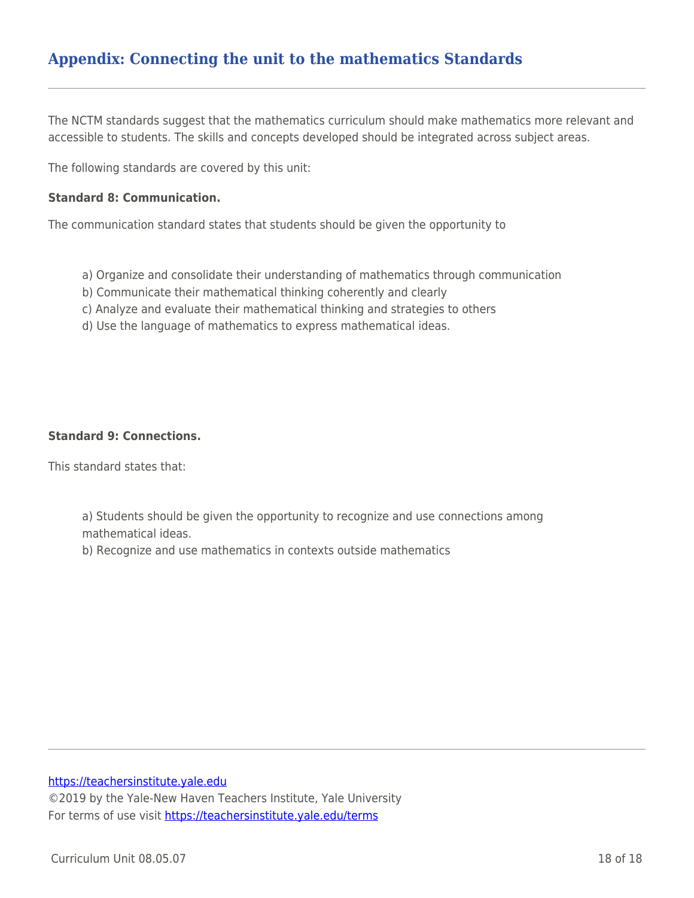## Appendix: Connecting the unit to the mathematics Standards

The NCTM standards suggest that the mathematics curriculum should make mathematics more relevant and accessible to students. The skills and concepts developed should be integrated across subject areas.

The following standards are covered by this unit:

**Standard 8: Communication.**

The communication standard states that students should be given the opportunity to

> a) Organize and consolidate their understanding of mathematics through communication
> b) Communicate their mathematical thinking coherently and clearly
> c) Analyze and evaluate their mathematical thinking and strategies to others
> d) Use the language of mathematics to express mathematical ideas.

**Standard 9: Connections.**

This standard states that:

> a) Students should be given the opportunity to recognize and use connections among mathematical ideas.
> b) Recognize and use mathematics in contexts outside mathematics

https://teachersinstitute.yale.edu
©2019 by the Yale-New Haven Teachers Institute, Yale University
For terms of use visit https://teachersinstitute.yale.edu/terms